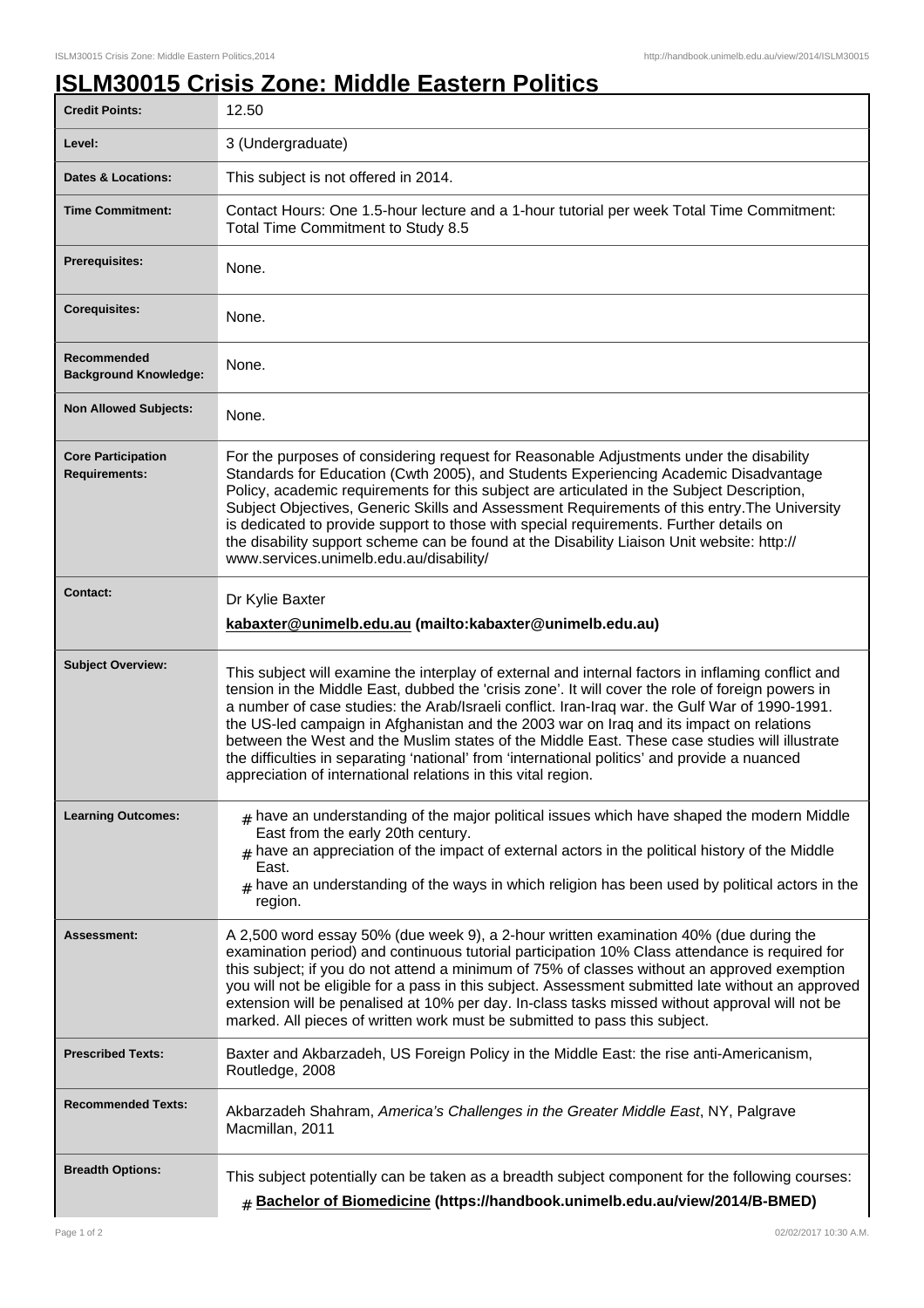# ISLM30015 Crisis Zone: Middle Eastern Politics

| | |
|---|---|
| **Credit Points:** | 12.50 |
| **Level:** | 3 (Undergraduate) |
| **Dates & Locations:** | This subject is not offered in 2014. |
| **Time Commitment:** | Contact Hours: One 1.5-hour lecture and a 1-hour tutorial per week Total Time Commitment: Total Time Commitment to Study 8.5 |
| **Prerequisites:** | None. |
| **Corequisites:** | None. |
| **Recommended Background Knowledge:** | None. |
| **Non Allowed Subjects:** | None. |
| **Core Participation Requirements:** | For the purposes of considering request for Reasonable Adjustments under the disability Standards for Education (Cwth 2005), and Students Experiencing Academic Disadvantage Policy, academic requirements for this subject are articulated in the Subject Description, Subject Objectives, Generic Skills and Assessment Requirements of this entry.The University is dedicated to provide support to those with special requirements. Further details on the disability support scheme can be found at the Disability Liaison Unit website: http://www.services.unimelb.edu.au/disability/ |
| **Contact:** | Dr Kylie Baxter<br>**kabaxter@unimelb.edu.au (mailto:kabaxter@unimelb.edu.au)** |
| **Subject Overview:** | This subject will examine the interplay of external and internal factors in inflaming conflict and tension in the Middle East, dubbed the 'crisis zone'. It will cover the role of foreign powers in a number of case studies: the Arab/Israeli conflict. Iran-Iraq war. the Gulf War of 1990-1991. the US-led campaign in Afghanistan and the 2003 war on Iraq and its impact on relations between the West and the Muslim states of the Middle East. These case studies will illustrate the difficulties in separating 'national' from 'international politics' and provide a nuanced appreciation of international relations in this vital region. |
| **Learning Outcomes:** | # have an understanding of the major political issues which have shaped the modern Middle East from the early 20th century.<br># have an appreciation of the impact of external actors in the political history of the Middle East.<br># have an understanding of the ways in which religion has been used by political actors in the region. |
| **Assessment:** | A 2,500 word essay 50% (due week 9), a 2-hour written examination 40% (due during the examination period) and continuous tutorial participation 10% Class attendance is required for this subject; if you do not attend a minimum of 75% of classes without an approved exemption you will not be eligible for a pass in this subject. Assessment submitted late without an approved extension will be penalised at 10% per day. In-class tasks missed without approval will not be marked. All pieces of written work must be submitted to pass this subject. |
| **Prescribed Texts:** | Baxter and Akbarzadeh, US Foreign Policy in the Middle East: the rise anti-Americanism, Routledge, 2008 |
| **Recommended Texts:** | Akbarzadeh Shahram, *America's Challenges in the Greater Middle East*, NY, Palgrave Macmillan, 2011 |
| **Breadth Options:** | This subject potentially can be taken as a breadth subject component for the following courses:<br># **Bachelor of Biomedicine (https://handbook.unimelb.edu.au/view/2014/B-BMED)** |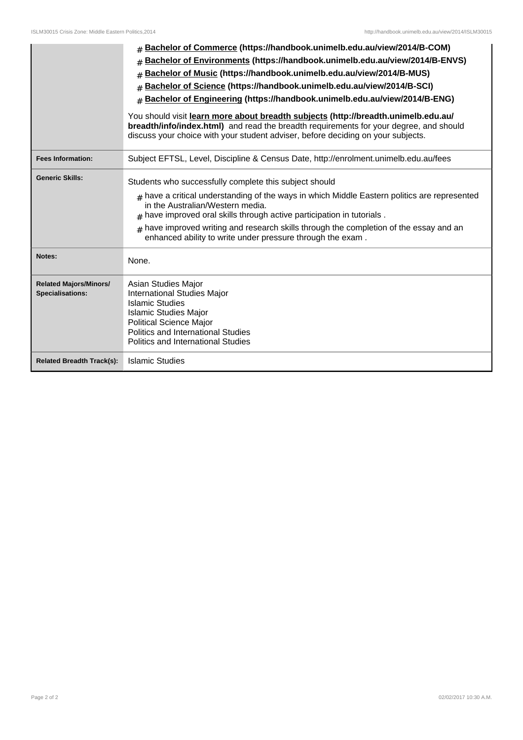| | |
|---|---|
| | # **Bachelor of Commerce (https://handbook.unimelb.edu.au/view/2014/B-COM)**<br># **Bachelor of Environments (https://handbook.unimelb.edu.au/view/2014/B-ENVS)**<br># **Bachelor of Music (https://handbook.unimelb.edu.au/view/2014/B-MUS)**<br># **Bachelor of Science (https://handbook.unimelb.edu.au/view/2014/B-SCI)**<br># **Bachelor of Engineering (https://handbook.unimelb.edu.au/view/2014/B-ENG)**<br><br>You should visit **learn more about breadth subjects (http://breadth.unimelb.edu.au/breadth/info/index.html)** and read the breadth requirements for your degree, and should discuss your choice with your student adviser, before deciding on your subjects. |
| **Fees Information:** | Subject EFTSL, Level, Discipline & Census Date, http://enrolment.unimelb.edu.au/fees |
| **Generic Skills:** | Students who successfully complete this subject should<br># have a critical understanding of the ways in which Middle Eastern politics are represented in the Australian/Western media.<br># have improved oral skills through active participation in tutorials .<br># have improved writing and research skills through the completion of the essay and an enhanced ability to write under pressure through the exam . |
| **Notes:** | None. |
| **Related Majors/Minors/ Specialisations:** | Asian Studies Major<br>International Studies Major<br>Islamic Studies<br>Islamic Studies Major<br>Political Science Major<br>Politics and International Studies<br>Politics and International Studies |
| **Related Breadth Track(s):** | Islamic Studies |